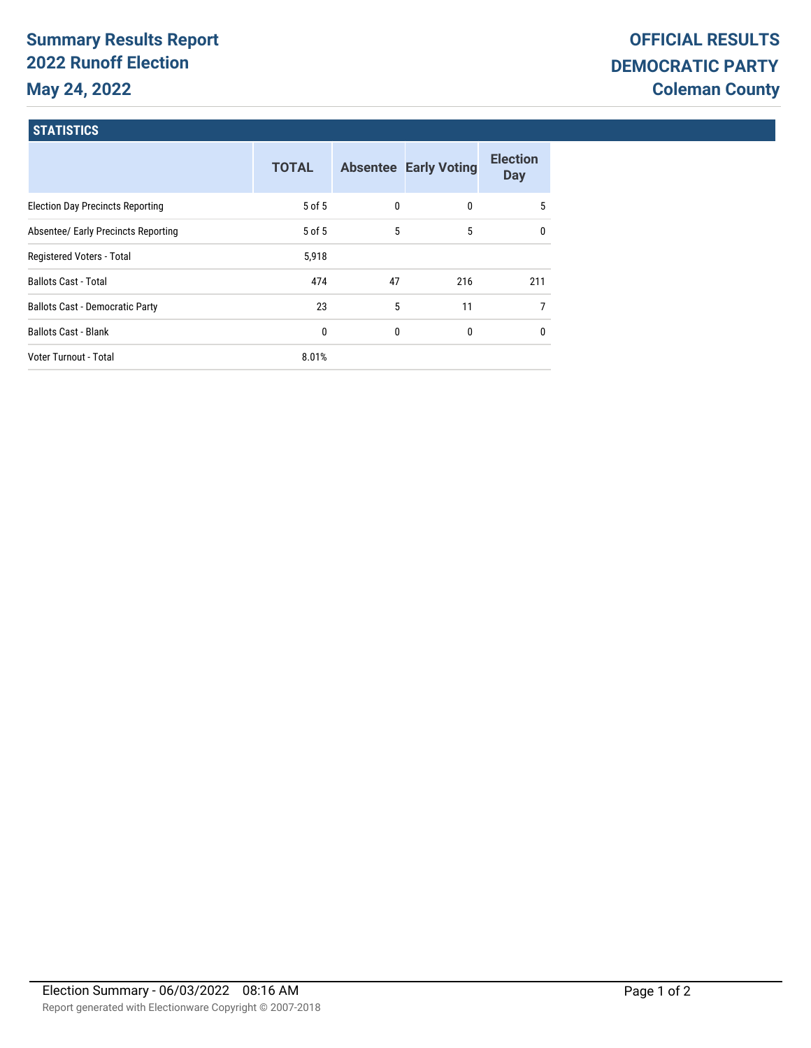# Summary Results Report
## 2022 Runoff Election
## May 24, 2022

# OFFICIAL RESULTS
## DEMOCRATIC PARTY
## Coleman County

### STATISTICS

| | TOTAL | Absentee | Early Voting | Election Day |
|---|---|---|---|---|
| Election Day Precincts Reporting | 5 of 5 | 0 | 0 | 5 |
| Absentee/ Early Precincts Reporting | 5 of 5 | 5 | 5 | 0 |
| Registered Voters - Total | 5,918 | | | |
| Ballots Cast - Total | 474 | 47 | 216 | 211 |
| Ballots Cast - Democratic Party | 23 | 5 | 11 | 7 |
| Ballots Cast - Blank | 0 | 0 | 0 | 0 |
| Voter Turnout - Total | 8.01% | | | |

Election Summary - 06/03/2022 08:16 AM

Report generated with Electionware Copyright © 2007-2018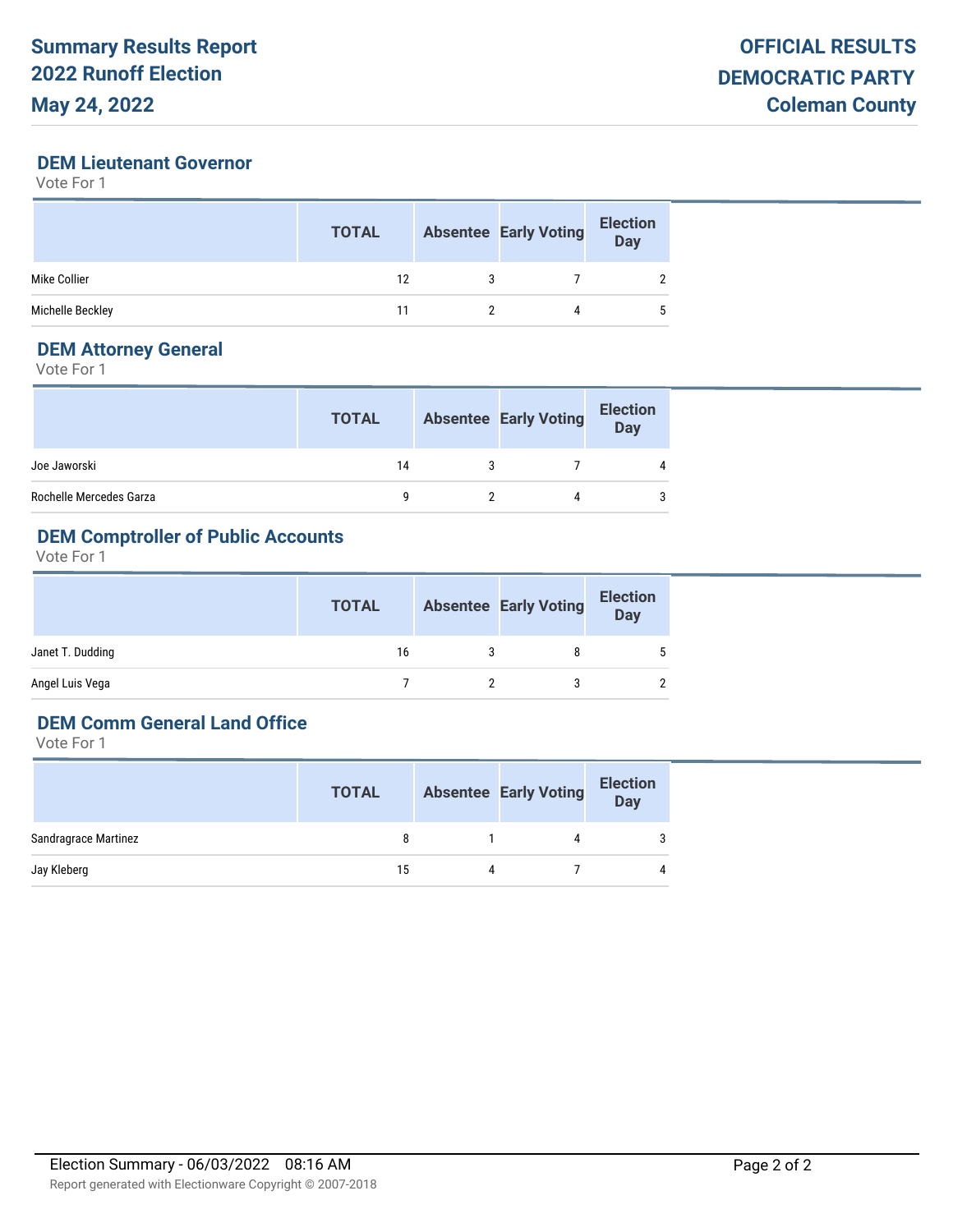# Summary Results Report
# 2022 Runoff Election
# May 24, 2022

**OFFICIAL RESULTS**
**DEMOCRATIC PARTY**
**Coleman County**

## DEM Lieutenant Governor

Vote For 1

| | TOTAL | Absentee | Early Voting | Election Day |
|---|---|---|---|---|
| Mike Collier | 12 | 3 | 7 | 2 |
| Michelle Beckley | 11 | 2 | 4 | 5 |

## DEM Attorney General

Vote For 1

| | TOTAL | Absentee | Early Voting | Election Day |
|---|---|---|---|---|
| Joe Jaworski | 14 | 3 | 7 | 4 |
| Rochelle Mercedes Garza | 9 | 2 | 4 | 3 |

## DEM Comptroller of Public Accounts

Vote For 1

| | TOTAL | Absentee | Early Voting | Election Day |
|---|---|---|---|---|
| Janet T. Dudding | 16 | 3 | 8 | 5 |
| Angel Luis Vega | 7 | 2 | 3 | 2 |

## DEM Comm General Land Office

Vote For 1

| | TOTAL | Absentee | Early Voting | Election Day |
|---|---|---|---|---|
| Sandragrace Martinez | 8 | 1 | 4 | 3 |
| Jay Kleberg | 15 | 4 | 7 | 4 |

Election Summary - 06/03/2022 08:16 AM

Report generated with Electionware Copyright © 2007-2018